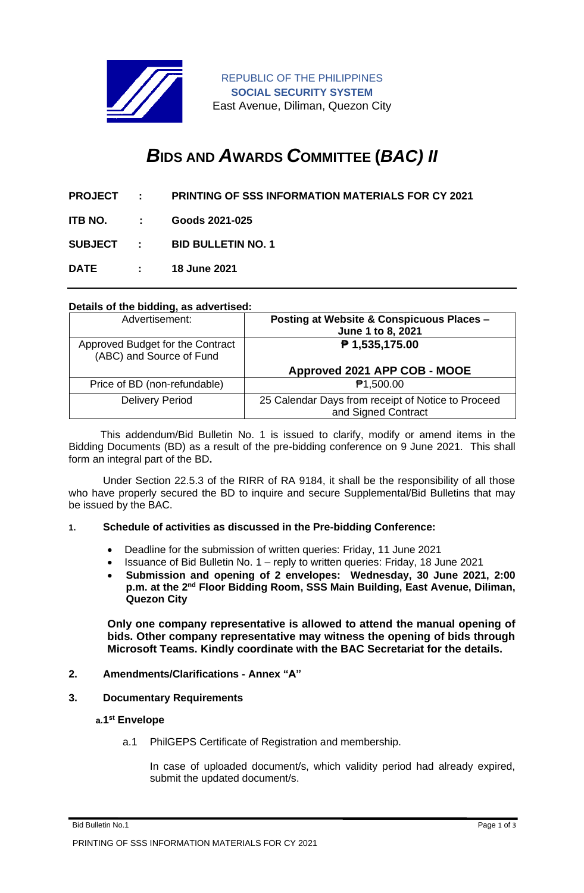REPUBLIC OF THE PHILIPPINES
**SOCIAL SECURITY SYSTEM**
East Avenue, Diliman, Quezon City

# *B*IDS AND *A*WARDS *C*OMMITTEE (*BAC) II*

**PROJECT** : **PRINTING OF SSS INFORMATION MATERIALS FOR CY 2021**

**ITB NO.** : **Goods 2021-025**

**SUBJECT** : **BID BULLETIN NO. 1**

**DATE** : **18 June 2021**

**Details of the bidding, as advertised:**

| Advertisement: | **Posting at Website & Conspicuous Places – June 1 to 8, 2021** |
|---|---|
| Approved Budget for the Contract (ABC) and Source of Fund | **₱ 1,535,175.00**<br><br>**Approved 2021 APP COB - MOOE** |
| Price of BD (non-refundable) | ₱1,500.00 |
| Delivery Period | 25 Calendar Days from receipt of Notice to Proceed and Signed Contract |

This addendum/Bid Bulletin No. 1 is issued to clarify, modify or amend items in the Bidding Documents (BD) as a result of the pre-bidding conference on 9 June 2021. This shall form an integral part of the BD**.**

Under Section 22.5.3 of the RIRR of RA 9184, it shall be the responsibility of all those who have properly secured the BD to inquire and secure Supplemental/Bid Bulletins that may be issued by the BAC.

1. **Schedule of activities as discussed in the Pre-bidding Conference:**

   - Deadline for the submission of written queries: Friday, 11 June 2021
   - Issuance of Bid Bulletin No. 1 – reply to written queries: Friday, 18 June 2021
   - **Submission and opening of 2 envelopes: Wednesday, 30 June 2021, 2:00 p.m. at the 2nd Floor Bidding Room, SSS Main Building, East Avenue, Diliman, Quezon City**

   **Only one company representative is allowed to attend the manual opening of bids. Other company representative may witness the opening of bids through Microsoft Teams. Kindly coordinate with the BAC Secretariat for the details.**

2. **Amendments/Clarifications - Annex "A"**

3. **Documentary Requirements**

   a. **1st Envelope**

      a.1 PhilGEPS Certificate of Registration and membership.

      In case of uploaded document/s, which validity period had already expired, submit the updated document/s.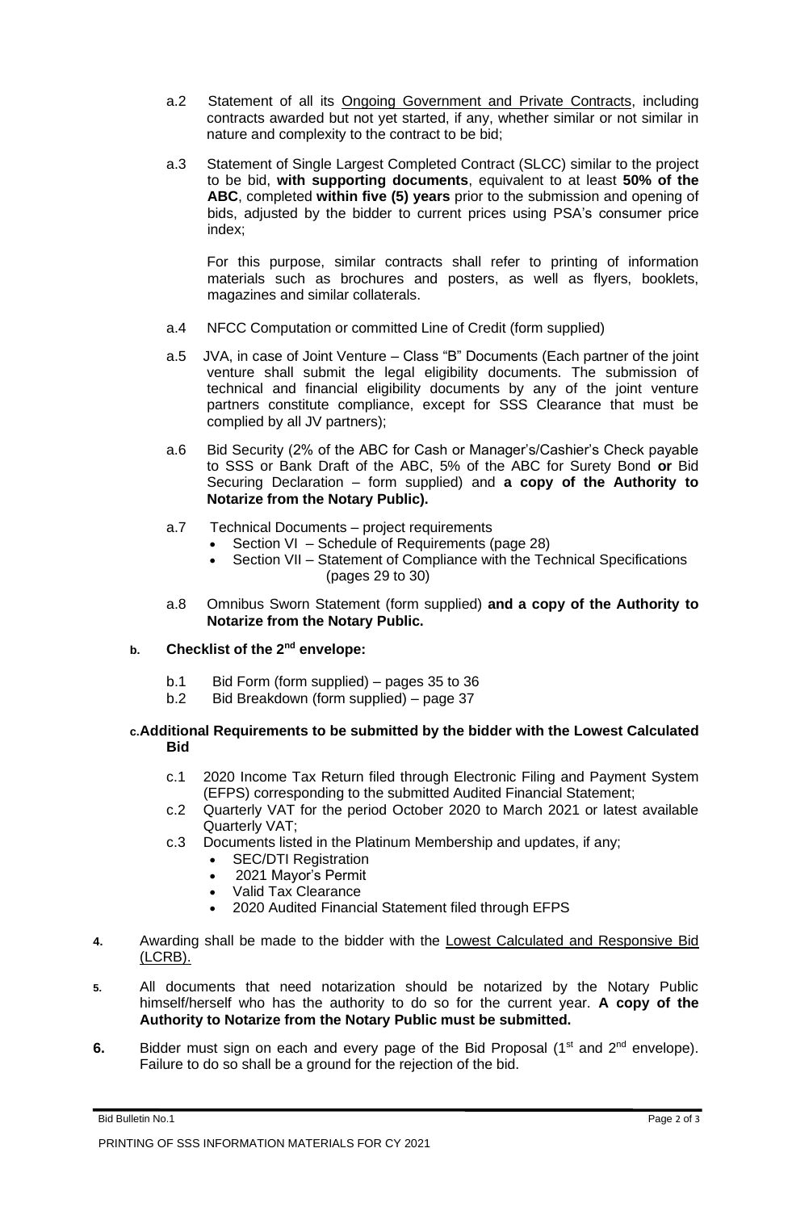a.2 Statement of all its Ongoing Government and Private Contracts, including contracts awarded but not yet started, if any, whether similar or not similar in nature and complexity to the contract to be bid;

a.3 Statement of Single Largest Completed Contract (SLCC) similar to the project to be bid, **with supporting documents**, equivalent to at least **50% of the ABC**, completed **within five (5) years** prior to the submission and opening of bids, adjusted by the bidder to current prices using PSA's consumer price index;

For this purpose, similar contracts shall refer to printing of information materials such as brochures and posters, as well as flyers, booklets, magazines and similar collaterals.

a.4 NFCC Computation or committed Line of Credit (form supplied)

a.5 JVA, in case of Joint Venture – Class "B" Documents (Each partner of the joint venture shall submit the legal eligibility documents. The submission of technical and financial eligibility documents by any of the joint venture partners constitute compliance, except for SSS Clearance that must be complied by all JV partners);

a.6 Bid Security (2% of the ABC for Cash or Manager's/Cashier's Check payable to SSS or Bank Draft of the ABC, 5% of the ABC for Surety Bond **or** Bid Securing Declaration – form supplied) and **a copy of the Authority to Notarize from the Notary Public).**

a.7 Technical Documents – project requirements

- Section VI – Schedule of Requirements (page 28)
- Section VII – Statement of Compliance with the Technical Specifications (pages 29 to 30)

a.8 Omnibus Sworn Statement (form supplied) **and a copy of the Authority to Notarize from the Notary Public.**

**b. Checklist of the 2nd envelope:**

b.1 Bid Form (form supplied) – pages 35 to 36

b.2 Bid Breakdown (form supplied) – page 37

**c. Additional Requirements to be submitted by the bidder with the Lowest Calculated Bid**

c.1 2020 Income Tax Return filed through Electronic Filing and Payment System (EFPS) corresponding to the submitted Audited Financial Statement;

c.2 Quarterly VAT for the period October 2020 to March 2021 or latest available Quarterly VAT;

c.3 Documents listed in the Platinum Membership and updates, if any;

- SEC/DTI Registration
- 2021 Mayor's Permit
- Valid Tax Clearance
- 2020 Audited Financial Statement filed through EFPS

**4.** Awarding shall be made to the bidder with the Lowest Calculated and Responsive Bid (LCRB).

**5.** All documents that need notarization should be notarized by the Notary Public himself/herself who has the authority to do so for the current year. **A copy of the Authority to Notarize from the Notary Public must be submitted.**

**6.** Bidder must sign on each and every page of the Bid Proposal (1st and 2nd envelope). Failure to do so shall be a ground for the rejection of the bid.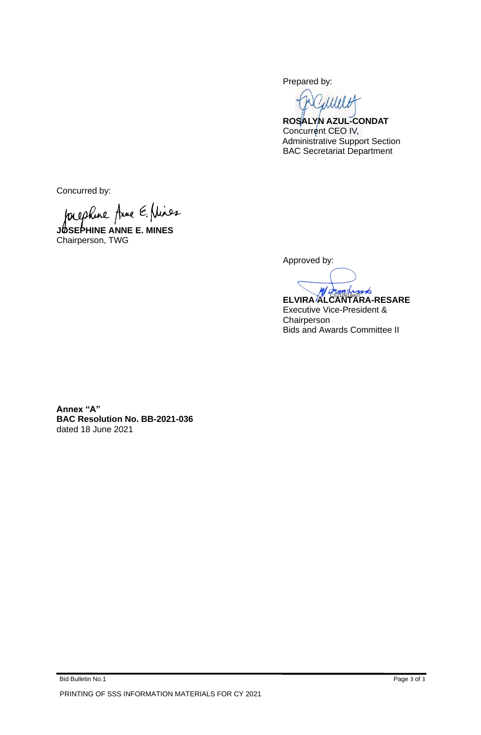Prepared by:

**ROSALYN AZUL-CONDAT**
Concurrent CEO IV,
Administrative Support Section
BAC Secretariat Department

Concurred by:

**JOSEPHINE ANNE E. MINES**
Chairperson, TWG

Approved by:

**ELVIRA ALCANTARA-RESARE**
Executive Vice-President &
Chairperson
Bids and Awards Committee II

**Annex "A"**
**BAC Resolution No. BB-2021-036**
dated 18 June 2021

Bid Bulletin No.1

PRINTING OF SSS INFORMATION MATERIALS FOR CY 2021